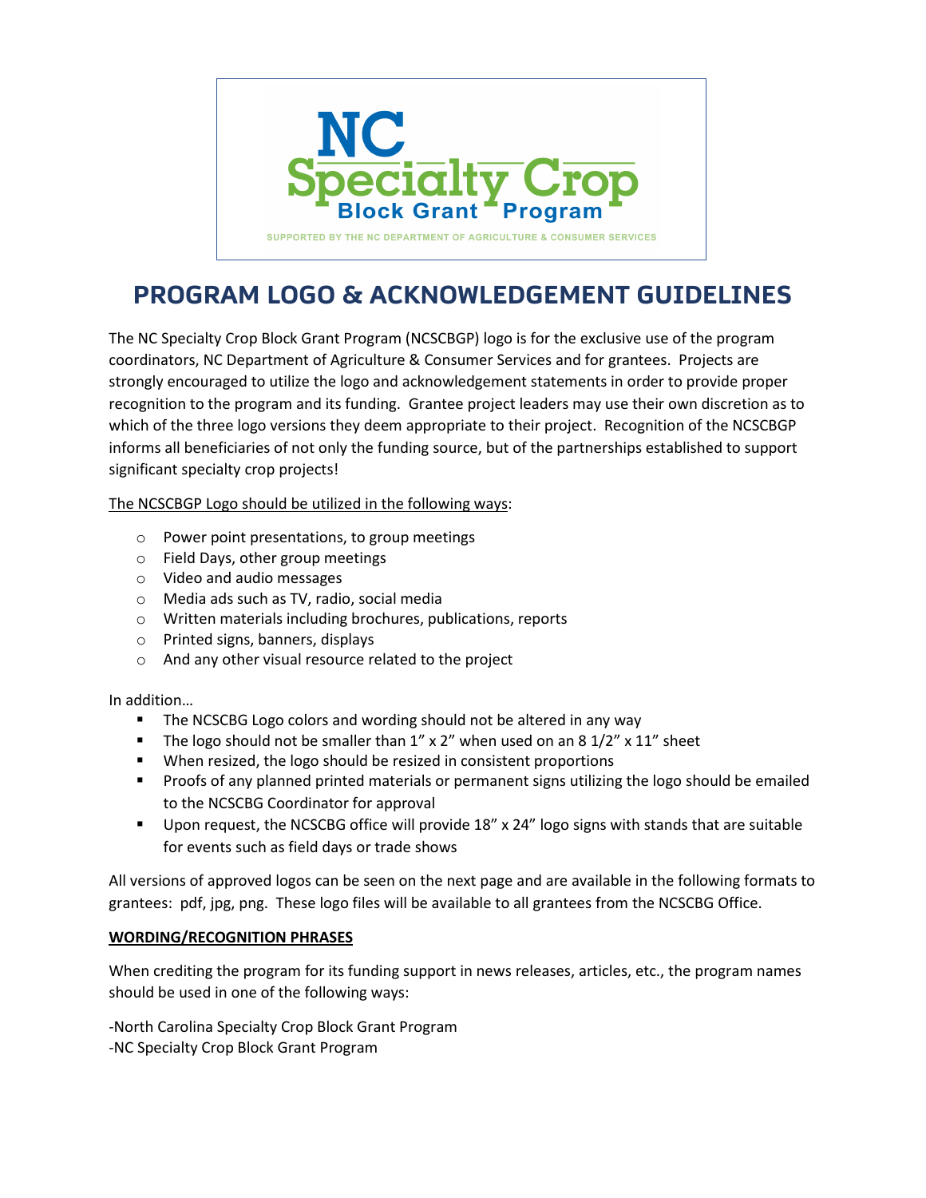# PROGRAM LOGO & ACKNOWLEDGEMENT GUIDELINES

The NC Specialty Crop Block Grant Program (NCSCBGP) logo is for the exclusive use of the program coordinators, NC Department of Agriculture & Consumer Services and for grantees. Projects are strongly encouraged to utilize the logo and acknowledgement statements in order to provide proper recognition to the program and its funding. Grantee project leaders may use their own discretion as to which of the three logo versions they deem appropriate to their project. Recognition of the NCSCBGP informs all beneficiaries of not only the funding source, but of the partnerships established to support significant specialty crop projects!

The NCSCBGP Logo should be utilized in the following ways:

- Power point presentations, to group meetings
- Field Days, other group meetings
- Video and audio messages
- Media ads such as TV, radio, social media
- Written materials including brochures, publications, reports
- Printed signs, banners, displays
- And any other visual resource related to the project

In addition…

- The NCSCBG Logo colors and wording should not be altered in any way
- The logo should not be smaller than 1" x 2" when used on an 8 1/2" x 11" sheet
- When resized, the logo should be resized in consistent proportions
- Proofs of any planned printed materials or permanent signs utilizing the logo should be emailed to the NCSCBG Coordinator for approval
- Upon request, the NCSCBG office will provide 18" x 24" logo signs with stands that are suitable for events such as field days or trade shows

All versions of approved logos can be seen on the next page and are available in the following formats to grantees: pdf, jpg, png. These logo files will be available to all grantees from the NCSCBG Office.

**WORDING/RECOGNITION PHRASES**

When crediting the program for its funding support in news releases, articles, etc., the program names should be used in one of the following ways:

-North Carolina Specialty Crop Block Grant Program
-NC Specialty Crop Block Grant Program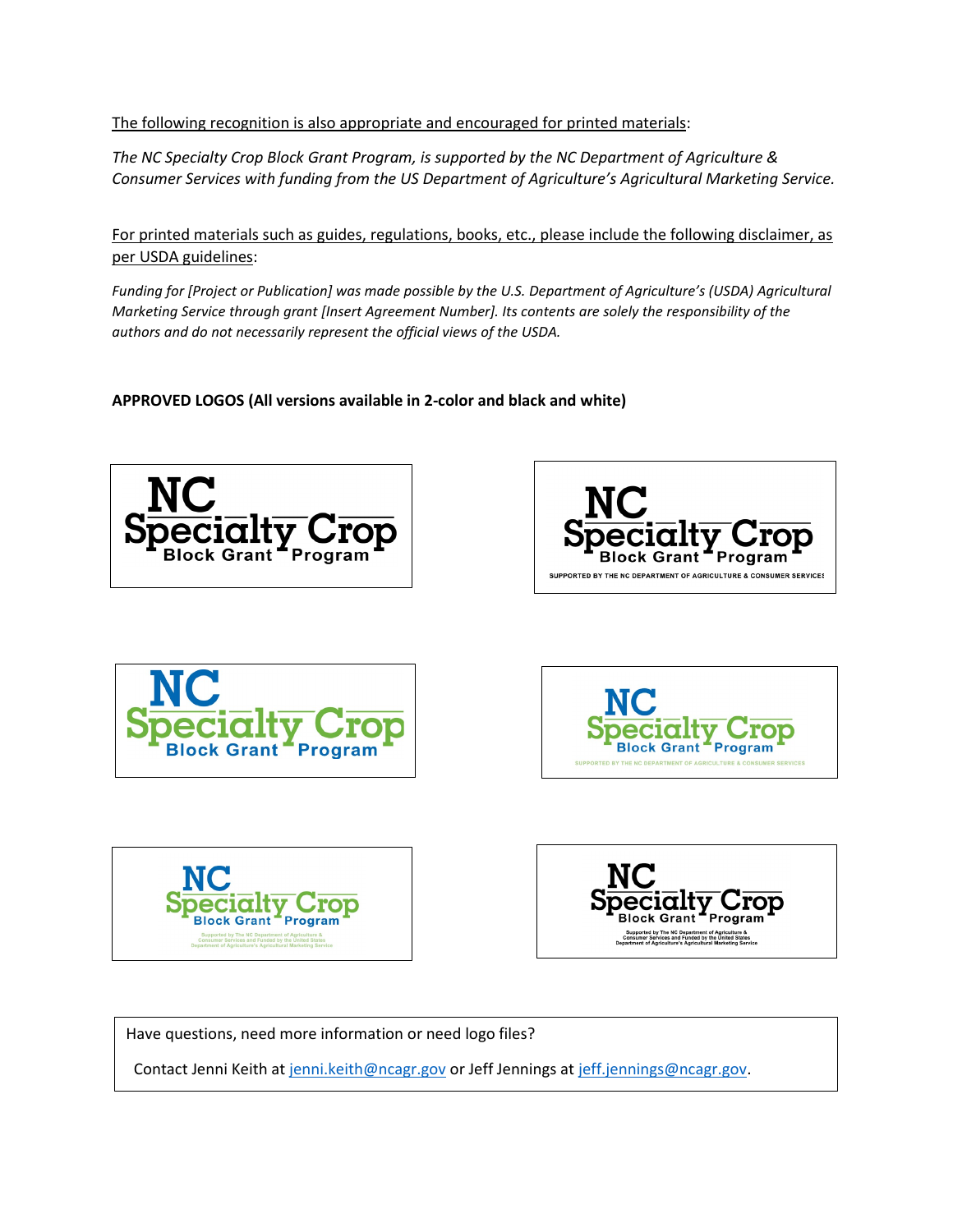The following recognition is also appropriate and encouraged for printed materials:

*The NC Specialty Crop Block Grant Program, is supported by the NC Department of Agriculture & Consumer Services with funding from the US Department of Agriculture's Agricultural Marketing Service.*

For printed materials such as guides, regulations, books, etc., please include the following disclaimer, as per USDA guidelines:

*Funding for [Project or Publication] was made possible by the U.S. Department of Agriculture's (USDA) Agricultural Marketing Service through grant [Insert Agreement Number]. Its contents are solely the responsibility of the authors and do not necessarily represent the official views of the USDA.*

**APPROVED LOGOS (All versions available in 2-color and black and white)**

Have questions, need more information or need logo files?

Contact Jenni Keith at jenni.keith@ncagr.gov or Jeff Jennings at jeff.jennings@ncagr.gov.